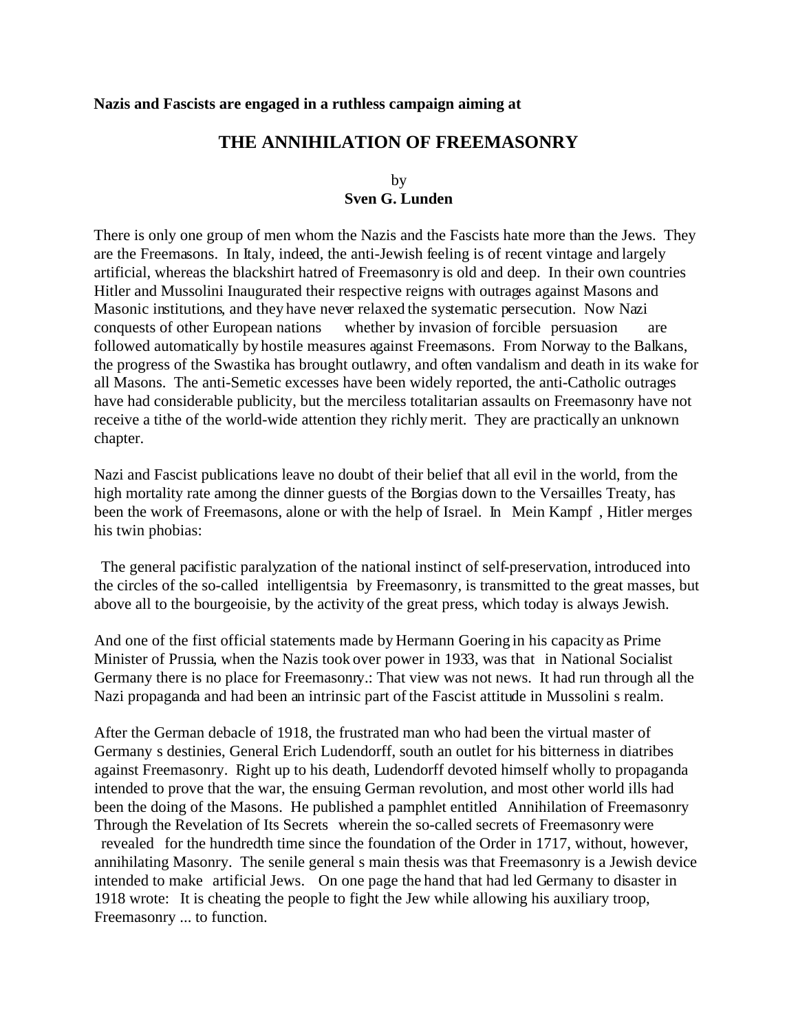**Nazis and Fascists are engaged in a ruthless campaign aiming at**

# THE ANNIHILATION OF FREEMASONRY

by
**Sven G. Lunden**

There is only one group of men whom the Nazis and the Fascists hate more than the Jews. They are the Freemasons. In Italy, indeed, the anti-Jewish feeling is of recent vintage and largely artificial, whereas the blackshirt hatred of Freemasonry is old and deep. In their own countries Hitler and Mussolini Inaugurated their respective reigns with outrages against Masons and Masonic institutions, and they have never relaxed the systematic persecution. Now Nazi conquests of other European nations whether by invasion of forcible persuasion are followed automatically by hostile measures against Freemasons. From Norway to the Balkans, the progress of the Swastika has brought outlawry, and often vandalism and death in its wake for all Masons. The anti-Semetic excesses have been widely reported, the anti-Catholic outrages have had considerable publicity, but the merciless totalitarian assaults on Freemasonry have not receive a tithe of the world-wide attention they richly merit. They are practically an unknown chapter.

Nazi and Fascist publications leave no doubt of their belief that all evil in the world, from the high mortality rate among the dinner guests of the Borgias down to the Versailles Treaty, has been the work of Freemasons, alone or with the help of Israel. In Mein Kampf , Hitler merges his twin phobias:

The general pacifistic paralyzation of the national instinct of self-preservation, introduced into the circles of the so-called intelligentsia by Freemasonry, is transmitted to the great masses, but above all to the bourgeoisie, by the activity of the great press, which today is always Jewish.

And one of the first official statements made by Hermann Goering in his capacity as Prime Minister of Prussia, when the Nazis took over power in 1933, was that in National Socialist Germany there is no place for Freemasonry.: That view was not news. It had run through all the Nazi propaganda and had been an intrinsic part of the Fascist attitude in Mussolini s realm.

After the German debacle of 1918, the frustrated man who had been the virtual master of Germany s destinies, General Erich Ludendorff, south an outlet for his bitterness in diatribes against Freemasonry. Right up to his death, Ludendorff devoted himself wholly to propaganda intended to prove that the war, the ensuing German revolution, and most other world ills had been the doing of the Masons. He published a pamphlet entitled Annihilation of Freemasonry Through the Revelation of Its Secrets wherein the so-called secrets of Freemasonry were revealed for the hundredth time since the foundation of the Order in 1717, without, however, annihilating Masonry. The senile general s main thesis was that Freemasonry is a Jewish device intended to make artificial Jews. On one page the hand that had led Germany to disaster in 1918 wrote: It is cheating the people to fight the Jew while allowing his auxiliary troop, Freemasonry ... to function.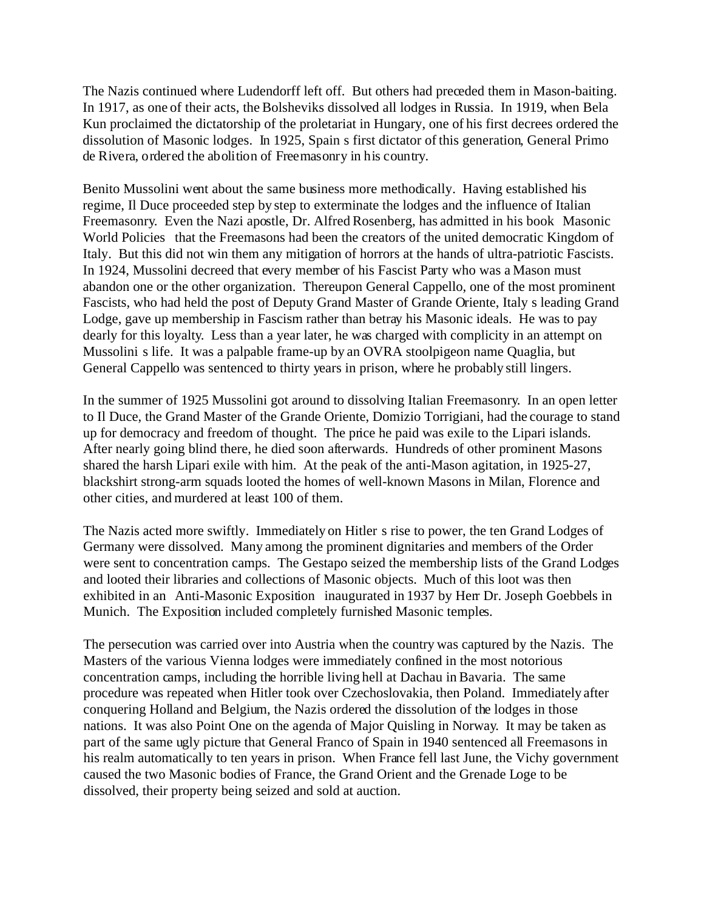The Nazis continued where Ludendorff left off. But others had preceded them in Mason-baiting. In 1917, as one of their acts, the Bolsheviks dissolved all lodges in Russia. In 1919, when Bela Kun proclaimed the dictatorship of the proletariat in Hungary, one of his first decrees ordered the dissolution of Masonic lodges. In 1925, Spain s first dictator of this generation, General Primo de Rivera, ordered the abolition of Freemasonry in his country.

Benito Mussolini went about the same business more methodically. Having established his regime, Il Duce proceeded step by step to exterminate the lodges and the influence of Italian Freemasonry. Even the Nazi apostle, Dr. Alfred Rosenberg, has admitted in his book Masonic World Policies that the Freemasons had been the creators of the united democratic Kingdom of Italy. But this did not win them any mitigation of horrors at the hands of ultra-patriotic Fascists. In 1924, Mussolini decreed that every member of his Fascist Party who was a Mason must abandon one or the other organization. Thereupon General Cappello, one of the most prominent Fascists, who had held the post of Deputy Grand Master of Grande Oriente, Italy s leading Grand Lodge, gave up membership in Fascism rather than betray his Masonic ideals. He was to pay dearly for this loyalty. Less than a year later, he was charged with complicity in an attempt on Mussolini s life. It was a palpable frame-up by an OVRA stoolpigeon name Quaglia, but General Cappello was sentenced to thirty years in prison, where he probably still lingers.

In the summer of 1925 Mussolini got around to dissolving Italian Freemasonry. In an open letter to Il Duce, the Grand Master of the Grande Oriente, Domizio Torrigiani, had the courage to stand up for democracy and freedom of thought. The price he paid was exile to the Lipari islands. After nearly going blind there, he died soon afterwards. Hundreds of other prominent Masons shared the harsh Lipari exile with him. At the peak of the anti-Mason agitation, in 1925-27, blackshirt strong-arm squads looted the homes of well-known Masons in Milan, Florence and other cities, and murdered at least 100 of them.

The Nazis acted more swiftly. Immediately on Hitler s rise to power, the ten Grand Lodges of Germany were dissolved. Many among the prominent dignitaries and members of the Order were sent to concentration camps. The Gestapo seized the membership lists of the Grand Lodges and looted their libraries and collections of Masonic objects. Much of this loot was then exhibited in an Anti-Masonic Exposition inaugurated in 1937 by Herr Dr. Joseph Goebbels in Munich. The Exposition included completely furnished Masonic temples.

The persecution was carried over into Austria when the country was captured by the Nazis. The Masters of the various Vienna lodges were immediately confined in the most notorious concentration camps, including the horrible living hell at Dachau in Bavaria. The same procedure was repeated when Hitler took over Czechoslovakia, then Poland. Immediately after conquering Holland and Belgium, the Nazis ordered the dissolution of the lodges in those nations. It was also Point One on the agenda of Major Quisling in Norway. It may be taken as part of the same ugly picture that General Franco of Spain in 1940 sentenced all Freemasons in his realm automatically to ten years in prison. When France fell last June, the Vichy government caused the two Masonic bodies of France, the Grand Orient and the Grenade Loge to be dissolved, their property being seized and sold at auction.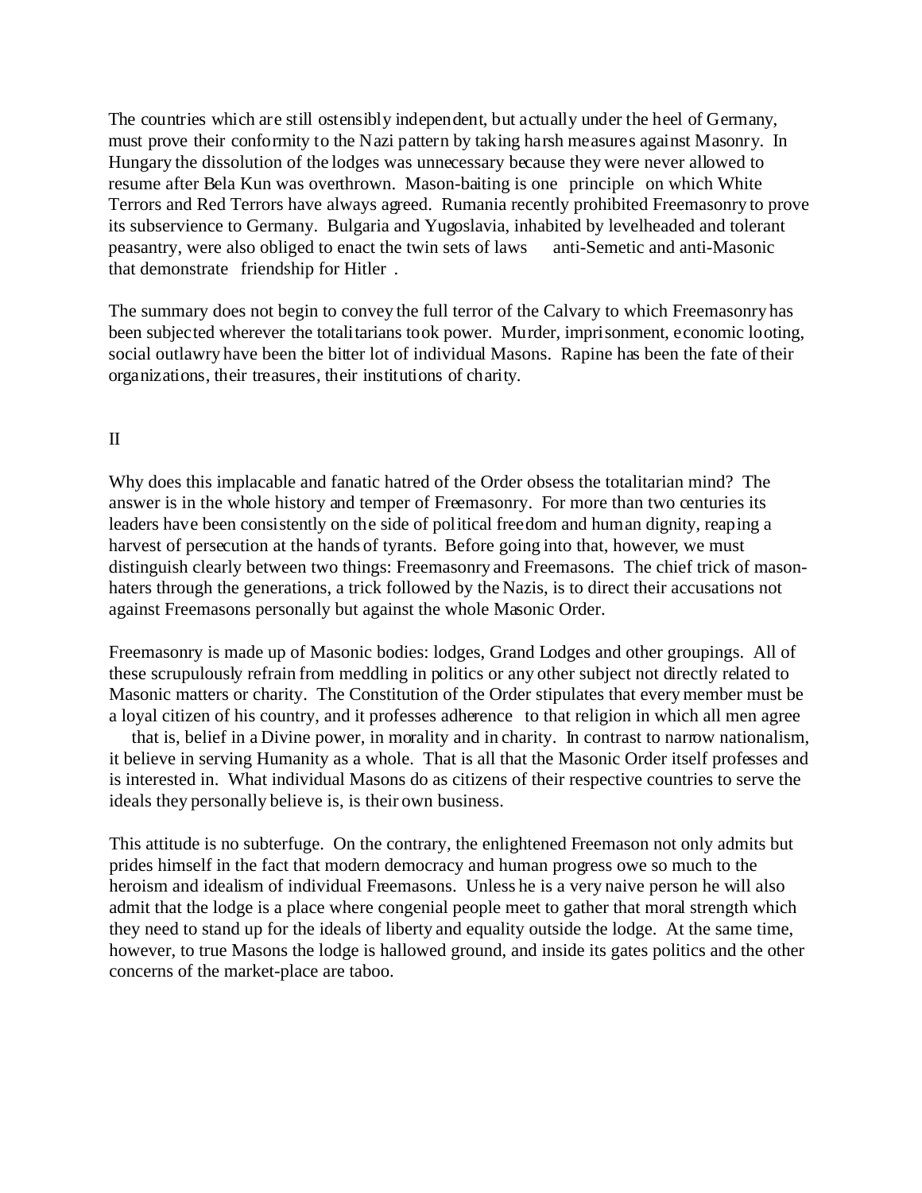The countries which are still ostensibly independent, but actually under the heel of Germany, must prove their conformity to the Nazi pattern by taking harsh measures against Masonry. In Hungary the dissolution of the lodges was unnecessary because they were never allowed to resume after Bela Kun was overthrown. Mason-baiting is one principle on which White Terrors and Red Terrors have always agreed. Rumania recently prohibited Freemasonry to prove its subservience to Germany. Bulgaria and Yugoslavia, inhabited by levelheaded and tolerant peasantry, were also obliged to enact the twin sets of laws anti-Semetic and anti-Masonic that demonstrate friendship for Hitler.

The summary does not begin to convey the full terror of the Calvary to which Freemasonry has been subjected wherever the totalitarians took power. Murder, imprisonment, economic looting, social outlawry have been the bitter lot of individual Masons. Rapine has been the fate of their organizations, their treasures, their institutions of charity.

## II

Why does this implacable and fanatic hatred of the Order obsess the totalitarian mind? The answer is in the whole history and temper of Freemasonry. For more than two centuries its leaders have been consistently on the side of political freedom and human dignity, reaping a harvest of persecution at the hands of tyrants. Before going into that, however, we must distinguish clearly between two things: Freemasonry and Freemasons. The chief trick of mason-haters through the generations, a trick followed by the Nazis, is to direct their accusations not against Freemasons personally but against the whole Masonic Order.

Freemasonry is made up of Masonic bodies: lodges, Grand Lodges and other groupings. All of these scrupulously refrain from meddling in politics or any other subject not directly related to Masonic matters or charity. The Constitution of the Order stipulates that every member must be a loyal citizen of his country, and it professes adherence to that religion in which all men agree that is, belief in a Divine power, in morality and in charity. In contrast to narrow nationalism, it believe in serving Humanity as a whole. That is all that the Masonic Order itself professes and is interested in. What individual Masons do as citizens of their respective countries to serve the ideals they personally believe is, is their own business.

This attitude is no subterfuge. On the contrary, the enlightened Freemason not only admits but prides himself in the fact that modern democracy and human progress owe so much to the heroism and idealism of individual Freemasons. Unless he is a very naive person he will also admit that the lodge is a place where congenial people meet to gather that moral strength which they need to stand up for the ideals of liberty and equality outside the lodge. At the same time, however, to true Masons the lodge is hallowed ground, and inside its gates politics and the other concerns of the market-place are taboo.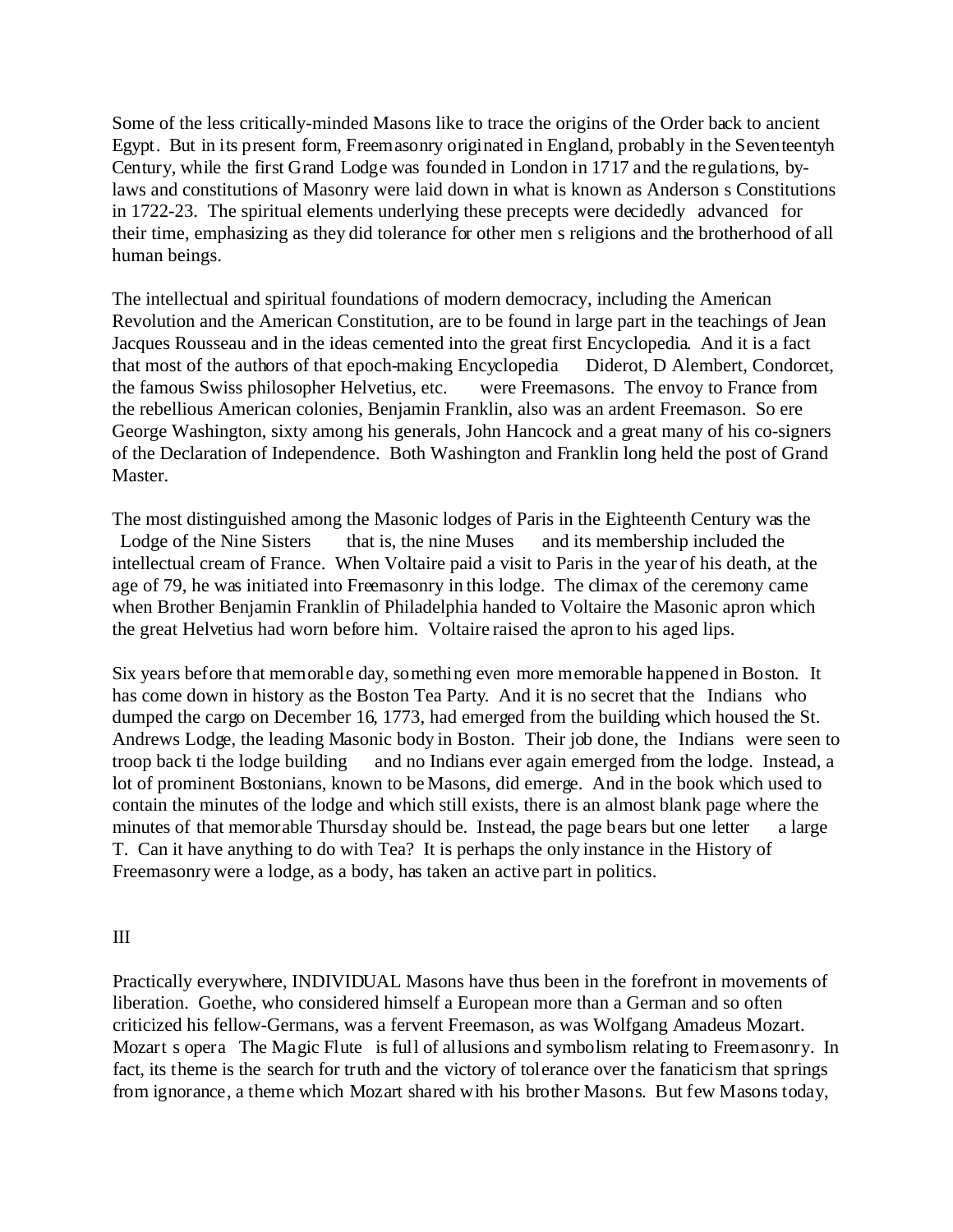Some of the less critically-minded Masons like to trace the origins of the Order back to ancient Egypt. But in its present form, Freemasonry originated in England, probably in the Seventeentyh Century, while the first Grand Lodge was founded in London in 1717 and the regulations, by-laws and constitutions of Masonry were laid down in what is known as Anderson s Constitutions in 1722-23. The spiritual elements underlying these precepts were decidedly advanced for their time, emphasizing as they did tolerance for other men s religions and the brotherhood of all human beings.

The intellectual and spiritual foundations of modern democracy, including the American Revolution and the American Constitution, are to be found in large part in the teachings of Jean Jacques Rousseau and in the ideas cemented into the great first Encyclopedia. And it is a fact that most of the authors of that epoch-making Encyclopedia Diderot, D Alembert, Condorcet, the famous Swiss philosopher Helvetius, etc. were Freemasons. The envoy to France from the rebellious American colonies, Benjamin Franklin, also was an ardent Freemason. So ere George Washington, sixty among his generals, John Hancock and a great many of his co-signers of the Declaration of Independence. Both Washington and Franklin long held the post of Grand Master.

The most distinguished among the Masonic lodges of Paris in the Eighteenth Century was the Lodge of the Nine Sisters that is, the nine Muses and its membership included the intellectual cream of France. When Voltaire paid a visit to Paris in the year of his death, at the age of 79, he was initiated into Freemasonry in this lodge. The climax of the ceremony came when Brother Benjamin Franklin of Philadelphia handed to Voltaire the Masonic apron which the great Helvetius had worn before him. Voltaire raised the apron to his aged lips.

Six years before that memorable day, something even more memorable happened in Boston. It has come down in history as the Boston Tea Party. And it is no secret that the Indians who dumped the cargo on December 16, 1773, had emerged from the building which housed the St. Andrews Lodge, the leading Masonic body in Boston. Their job done, the Indians were seen to troop back ti the lodge building and no Indians ever again emerged from the lodge. Instead, a lot of prominent Bostonians, known to be Masons, did emerge. And in the book which used to contain the minutes of the lodge and which still exists, there is an almost blank page where the minutes of that memorable Thursday should be. Instead, the page bears but one letter a large T. Can it have anything to do with Tea? It is perhaps the only instance in the History of Freemasonry were a lodge, as a body, has taken an active part in politics.

## III

Practically everywhere, INDIVIDUAL Masons have thus been in the forefront in movements of liberation. Goethe, who considered himself a European more than a German and so often criticized his fellow-Germans, was a fervent Freemason, as was Wolfgang Amadeus Mozart. Mozart s opera The Magic Flute is full of allusions and symbolism relating to Freemasonry. In fact, its theme is the search for truth and the victory of tolerance over the fanaticism that springs from ignorance, a theme which Mozart shared with his brother Masons. But few Masons today,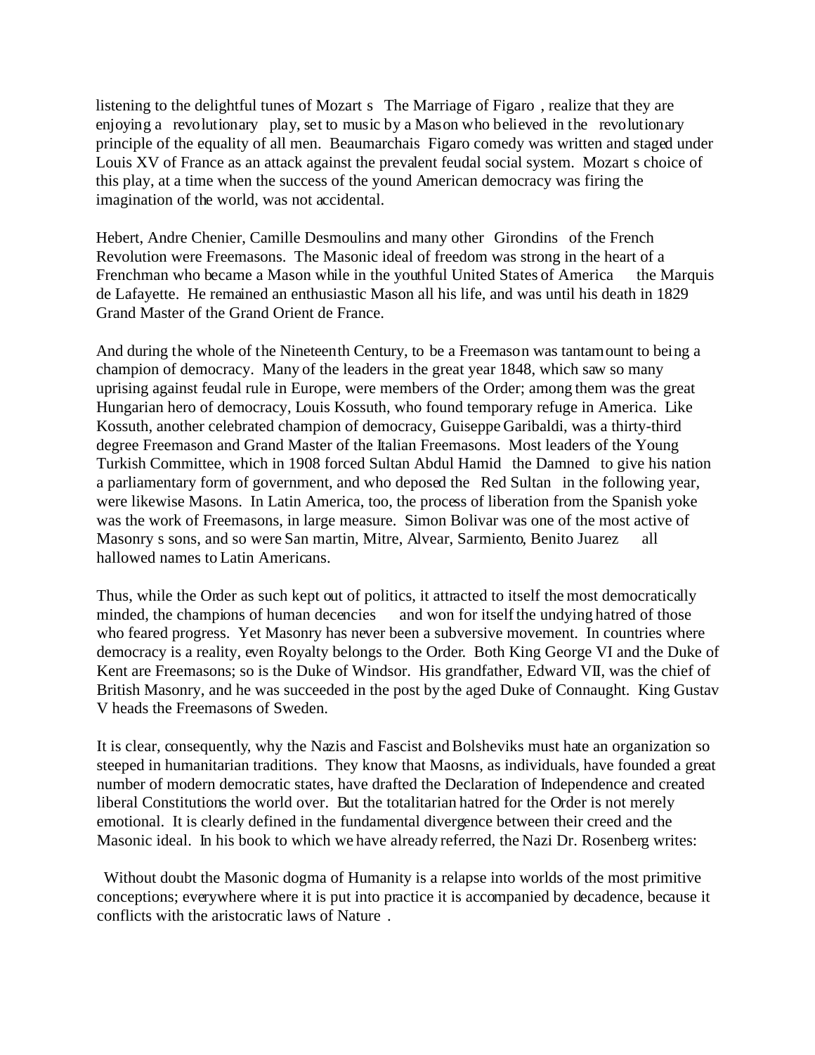listening to the delightful tunes of Mozart s The Marriage of Figaro , realize that they are enjoying a revolutionary play, set to music by a Mason who believed in the revolutionary principle of the equality of all men. Beaumarchais Figaro comedy was written and staged under Louis XV of France as an attack against the prevalent feudal social system. Mozart s choice of this play, at a time when the success of the yound American democracy was firing the imagination of the world, was not accidental.

Hebert, Andre Chenier, Camille Desmoulins and many other Girondins of the French Revolution were Freemasons. The Masonic ideal of freedom was strong in the heart of a Frenchman who became a Mason while in the youthful United States of America the Marquis de Lafayette. He remained an enthusiastic Mason all his life, and was until his death in 1829 Grand Master of the Grand Orient de France.

And during the whole of the Nineteenth Century, to be a Freemason was tantamount to being a champion of democracy. Many of the leaders in the great year 1848, which saw so many uprising against feudal rule in Europe, were members of the Order; among them was the great Hungarian hero of democracy, Louis Kossuth, who found temporary refuge in America. Like Kossuth, another celebrated champion of democracy, Guiseppe Garibaldi, was a thirty-third degree Freemason and Grand Master of the Italian Freemasons. Most leaders of the Young Turkish Committee, which in 1908 forced Sultan Abdul Hamid the Damned to give his nation a parliamentary form of government, and who deposed the Red Sultan in the following year, were likewise Masons. In Latin America, too, the process of liberation from the Spanish yoke was the work of Freemasons, in large measure. Simon Bolivar was one of the most active of Masonry s sons, and so were San martin, Mitre, Alvear, Sarmiento, Benito Juarez all hallowed names to Latin Americans.

Thus, while the Order as such kept out of politics, it attracted to itself the most democratically minded, the champions of human decencies and won for itself the undying hatred of those who feared progress. Yet Masonry has never been a subversive movement. In countries where democracy is a reality, even Royalty belongs to the Order. Both King George VI and the Duke of Kent are Freemasons; so is the Duke of Windsor. His grandfather, Edward VII, was the chief of British Masonry, and he was succeeded in the post by the aged Duke of Connaught. King Gustav V heads the Freemasons of Sweden.

It is clear, consequently, why the Nazis and Fascist and Bolsheviks must hate an organization so steeped in humanitarian traditions. They know that Maosns, as individuals, have founded a great number of modern democratic states, have drafted the Declaration of Independence and created liberal Constitutions the world over. But the totalitarian hatred for the Order is not merely emotional. It is clearly defined in the fundamental divergence between their creed and the Masonic ideal. In his book to which we have already referred, the Nazi Dr. Rosenberg writes:

Without doubt the Masonic dogma of Humanity is a relapse into worlds of the most primitive conceptions; everywhere where it is put into practice it is accompanied by decadence, because it conflicts with the aristocratic laws of Nature .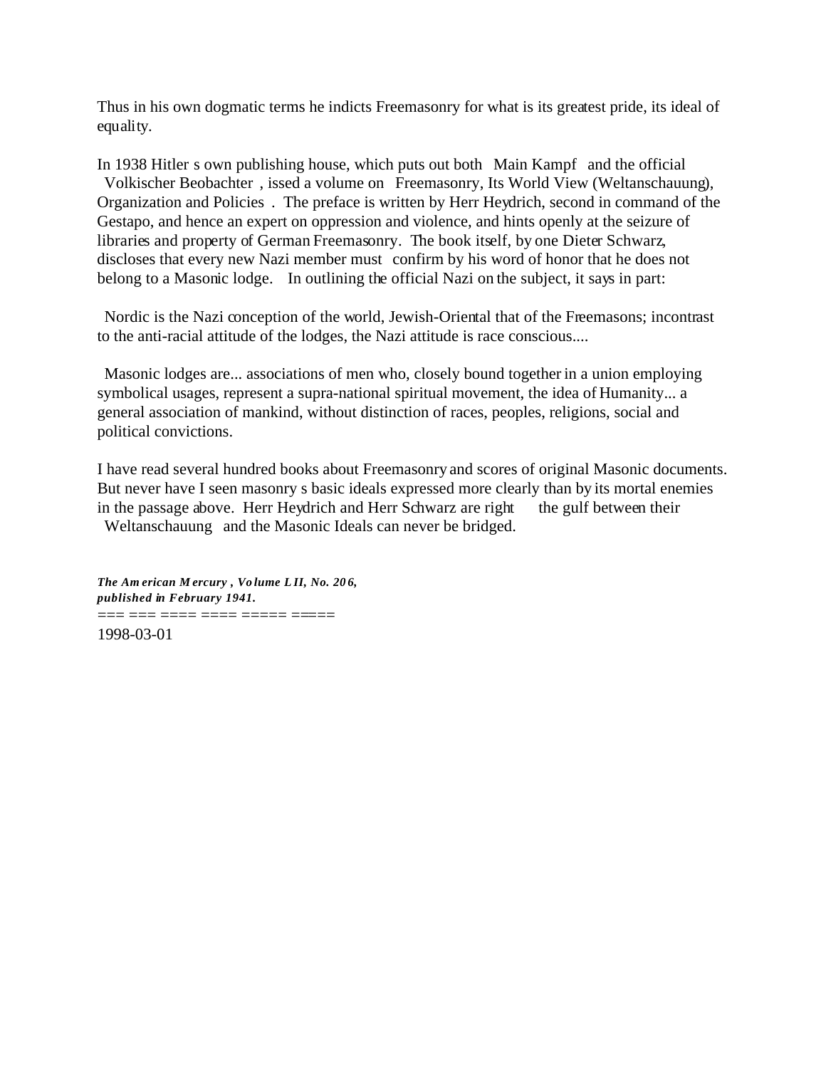Thus in his own dogmatic terms he indicts Freemasonry for what is its greatest pride, its ideal of equality.

In 1938 Hitler s own publishing house, which puts out both Main Kampf and the official Volkischer Beobachter , issed a volume on Freemasonry, Its World View (Weltanschauung), Organization and Policies . The preface is written by Herr Heydrich, second in command of the Gestapo, and hence an expert on oppression and violence, and hints openly at the seizure of libraries and property of German Freemasonry. The book itself, by one Dieter Schwarz, discloses that every new Nazi member must confirm by his word of honor that he does not belong to a Masonic lodge. In outlining the official Nazi on the subject, it says in part:

Nordic is the Nazi conception of the world, Jewish-Oriental that of the Freemasons; incontrast to the anti-racial attitude of the lodges, the Nazi attitude is race conscious....

Masonic lodges are... associations of men who, closely bound together in a union employing symbolical usages, represent a supra-national spiritual movement, the idea of Humanity... a general association of mankind, without distinction of races, peoples, religions, social and political convictions.

I have read several hundred books about Freemasonry and scores of original Masonic documents. But never have I seen masonry s basic ideals expressed more clearly than by its mortal enemies in the passage above. Herr Heydrich and Herr Schwarz are right the gulf between their Weltanschauung and the Masonic Ideals can never be bridged.

***The American Mercury , Volume LII, No. 206, published in February 1941.***

=== === ==== ==== ===== =====

1998-03-01